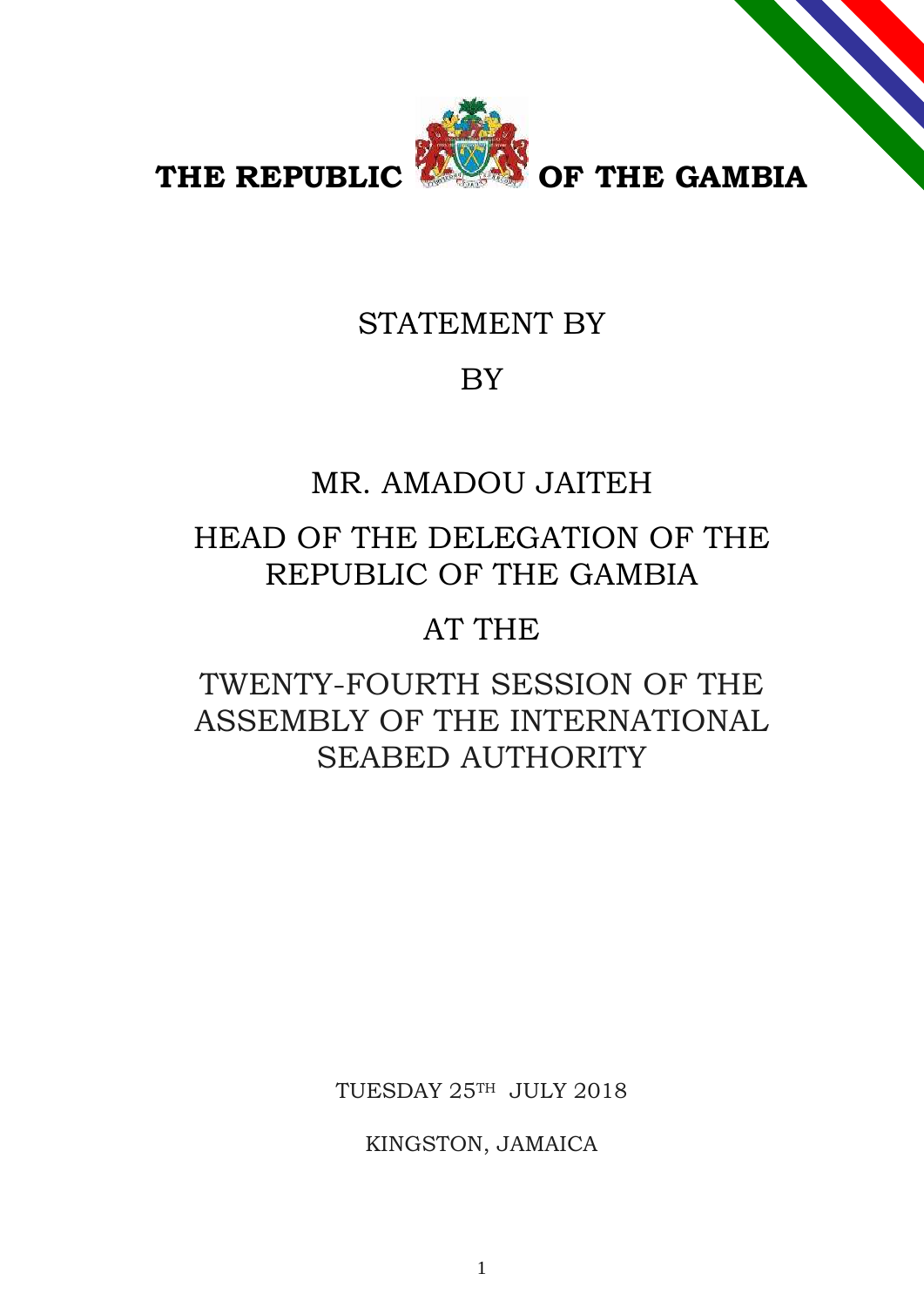**THE REPUBLIC OF THE GAMBIA**

STATEMENT BY

BY

MR. AMADOU JAITEH

HEAD OF THE DELEGATION OF THE REPUBLIC OF THE GAMBIA

AT THE

TWENTY-FOURTH SESSION OF THE ASSEMBLY OF THE INTERNATIONAL SEABED AUTHORITY

TUESDAY 25TH JULY 2018

KINGSTON, JAMAICA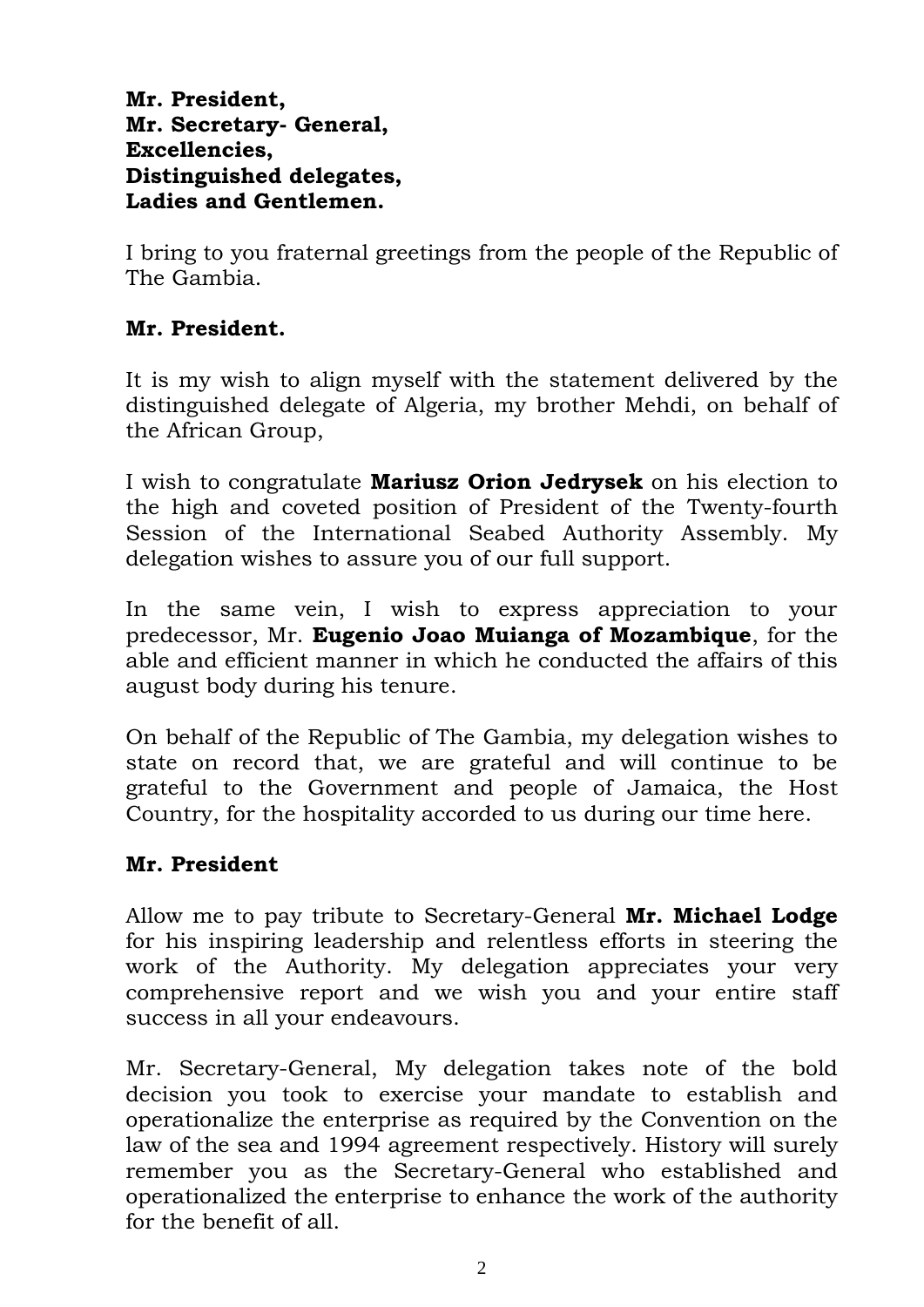**Mr. President,**
**Mr. Secretary- General,**
**Excellencies,**
**Distinguished delegates,**
**Ladies and Gentlemen.**

I bring to you fraternal greetings from the people of the Republic of The Gambia.

**Mr. President.**

It is my wish to align myself with the statement delivered by the distinguished delegate of Algeria, my brother Mehdi, on behalf of the African Group,

I wish to congratulate **Mariusz Orion Jedrysek** on his election to the high and coveted position of President of the Twenty-fourth Session of the International Seabed Authority Assembly. My delegation wishes to assure you of our full support.

In the same vein, I wish to express appreciation to your predecessor, Mr. **Eugenio Joao Muianga of Mozambique**, for the able and efficient manner in which he conducted the affairs of this august body during his tenure.

On behalf of the Republic of The Gambia, my delegation wishes to state on record that, we are grateful and will continue to be grateful to the Government and people of Jamaica, the Host Country, for the hospitality accorded to us during our time here.

**Mr. President**

Allow me to pay tribute to Secretary-General **Mr. Michael Lodge** for his inspiring leadership and relentless efforts in steering the work of the Authority. My delegation appreciates your very comprehensive report and we wish you and your entire staff success in all your endeavours.

Mr. Secretary-General, My delegation takes note of the bold decision you took to exercise your mandate to establish and operationalize the enterprise as required by the Convention on the law of the sea and 1994 agreement respectively. History will surely remember you as the Secretary-General who established and operationalized the enterprise to enhance the work of the authority for the benefit of all.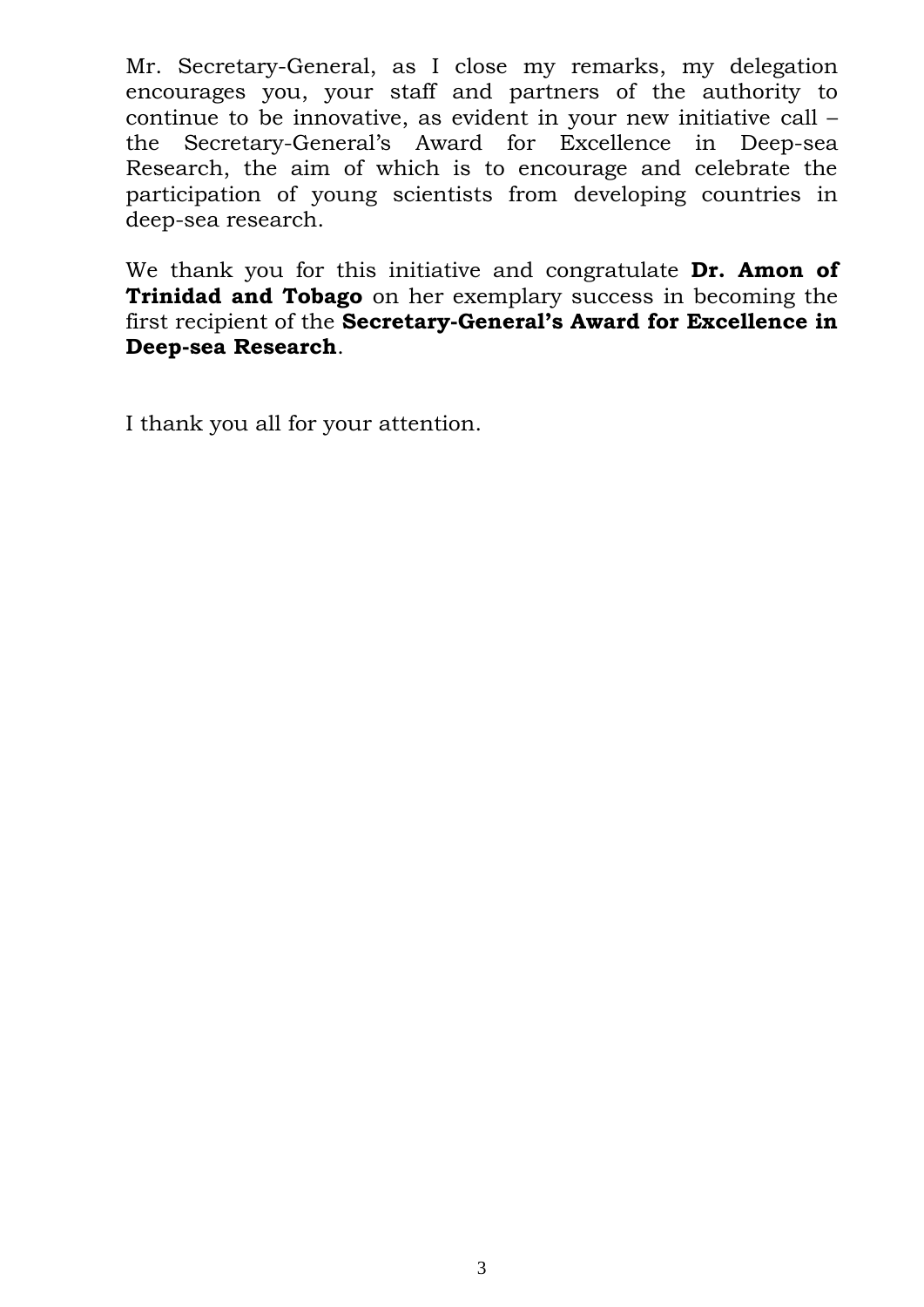Mr. Secretary-General, as I close my remarks, my delegation encourages you, your staff and partners of the authority to continue to be innovative, as evident in your new initiative call – the Secretary-General's Award for Excellence in Deep-sea Research, the aim of which is to encourage and celebrate the participation of young scientists from developing countries in deep-sea research.

We thank you for this initiative and congratulate **Dr. Amon of Trinidad and Tobago** on her exemplary success in becoming the first recipient of the **Secretary-General's Award for Excellence in Deep-sea Research**.

I thank you all for your attention.